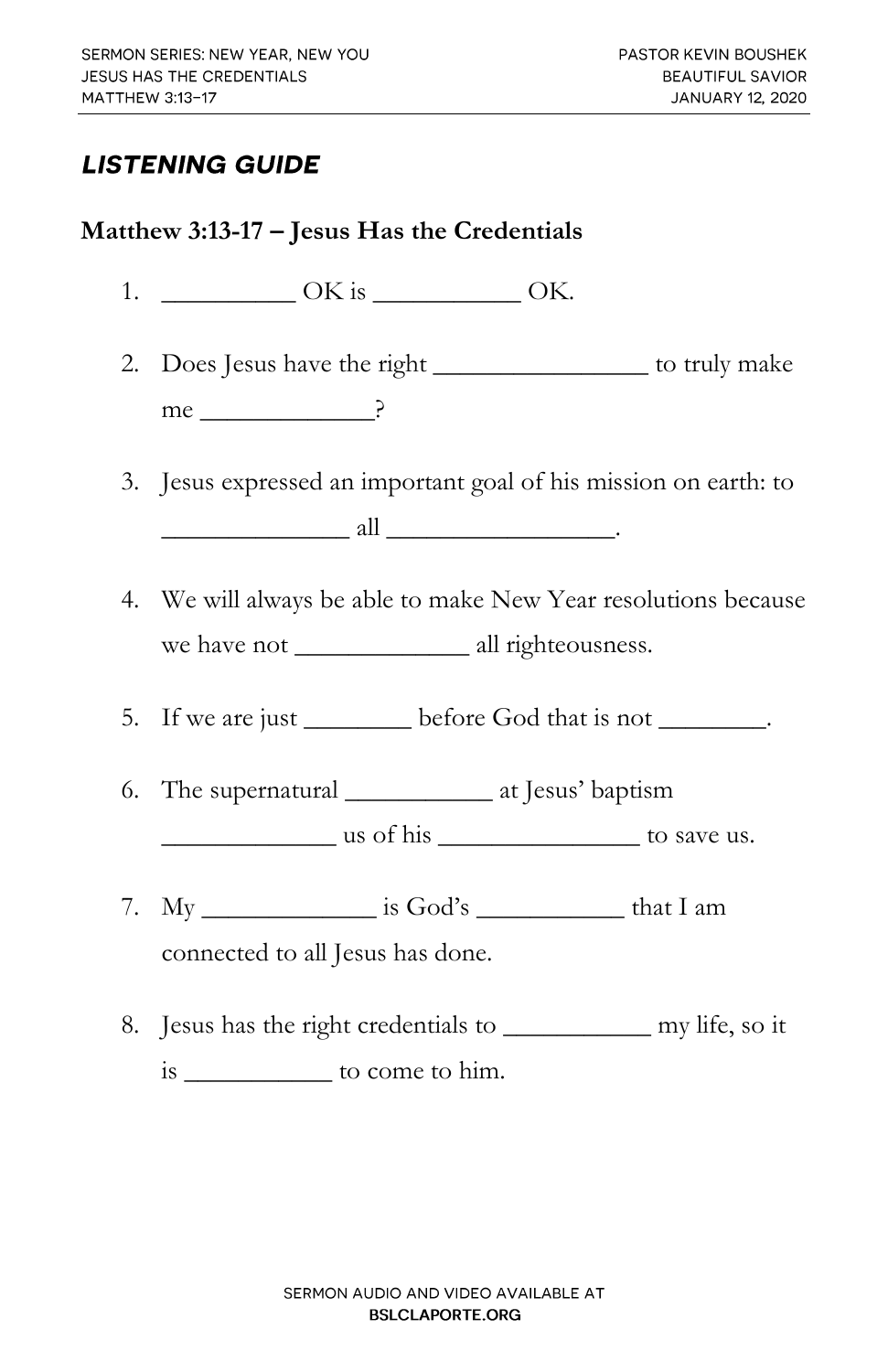SERMON SERIES: NEW YEAR, NEW YOU
JESUS HAS THE CREDENTIALS
MATTHEW 3:13–17

PASTOR KEVIN BOUSHEK
BEAUTIFUL SAVIOR
JANUARY 12, 2020

## *LISTENING GUIDE*

### Matthew 3:13-17 – Jesus Has the Credentials

1. __________ OK is ___________ OK.

2. Does Jesus have the right ________________ to truly make me _____________?

3. Jesus expressed an important goal of his mission on earth: to ______________ all _________________.

4. We will always be able to make New Year resolutions because we have not _____________ all righteousness.

5. If we are just ________ before God that is not ________.

6. The supernatural ___________ at Jesus' baptism _____________ us of his _______________ to save us.

7. My _____________ is God's ___________ that I am connected to all Jesus has done.

8. Jesus has the right credentials to ___________ my life, so it is ___________ to come to him.

SERMON AUDIO AND VIDEO AVAILABLE AT
**BSLCLAPORTE.ORG**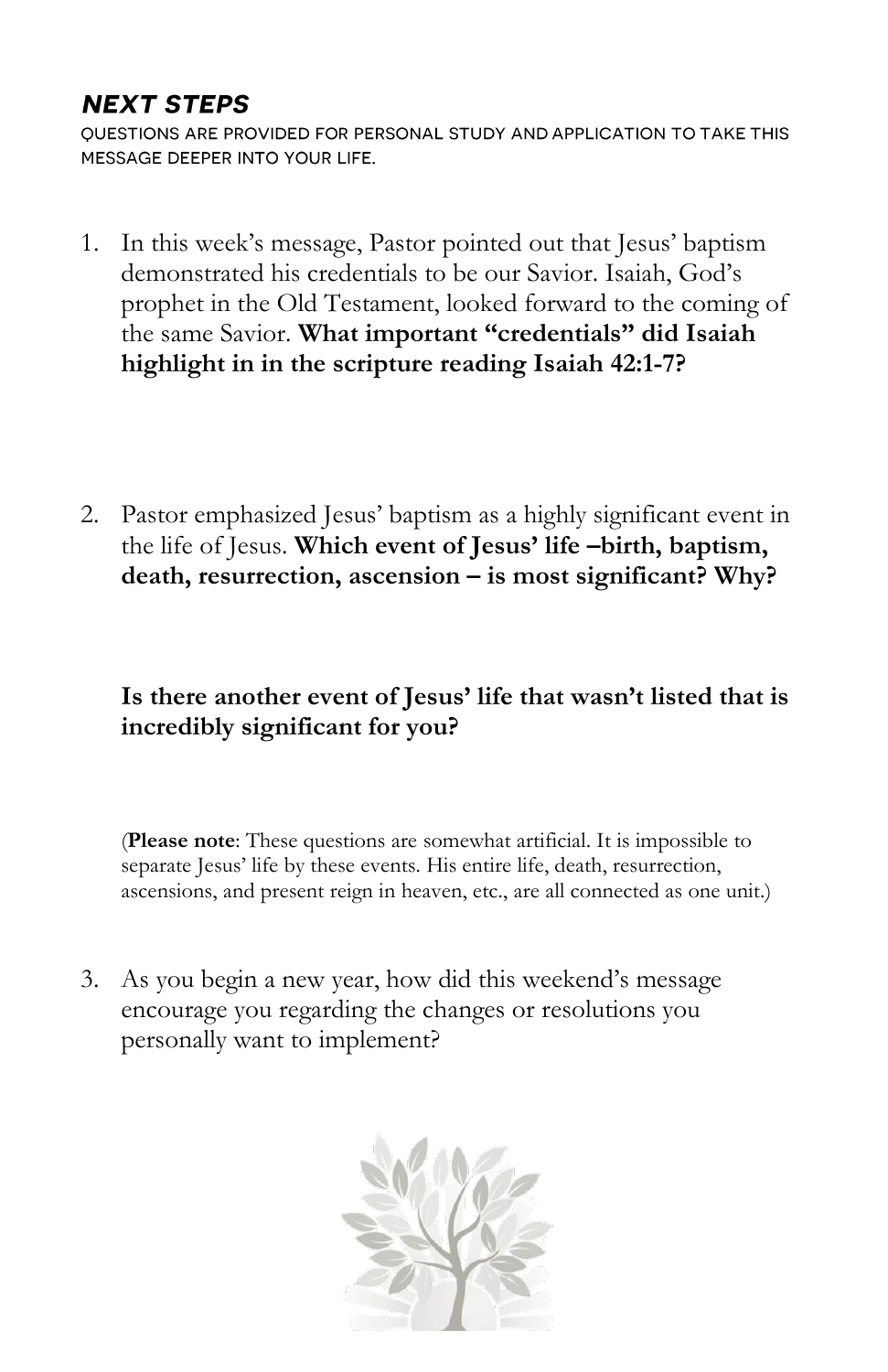## *NEXT STEPS*

QUESTIONS ARE PROVIDED FOR PERSONAL STUDY AND APPLICATION TO TAKE THIS MESSAGE DEEPER INTO YOUR LIFE.

1. In this week's message, Pastor pointed out that Jesus' baptism demonstrated his credentials to be our Savior. Isaiah, God's prophet in the Old Testament, looked forward to the coming of the same Savior. **What important "credentials" did Isaiah highlight in in the scripture reading Isaiah 42:1-7?**

2. Pastor emphasized Jesus' baptism as a highly significant event in the life of Jesus. **Which event of Jesus' life –birth, baptism, death, resurrection, ascension – is most significant? Why?**

   **Is there another event of Jesus' life that wasn't listed that is incredibly significant for you?**

   (**Please note**: These questions are somewhat artificial. It is impossible to separate Jesus' life by these events. His entire life, death, resurrection, ascensions, and present reign in heaven, etc., are all connected as one unit.)

3. As you begin a new year, how did this weekend's message encourage you regarding the changes or resolutions you personally want to implement?